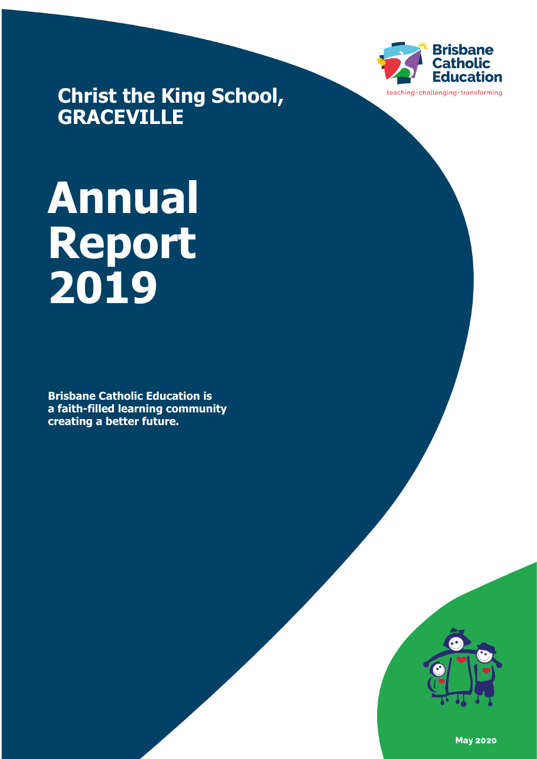Brisbane Catholic Education

teaching · challenging · transforming

## Christ the King School, GRACEVILLE

# Annual Report 2019

**Brisbane Catholic Education is a faith-filled learning community creating a better future.**

**May 2020**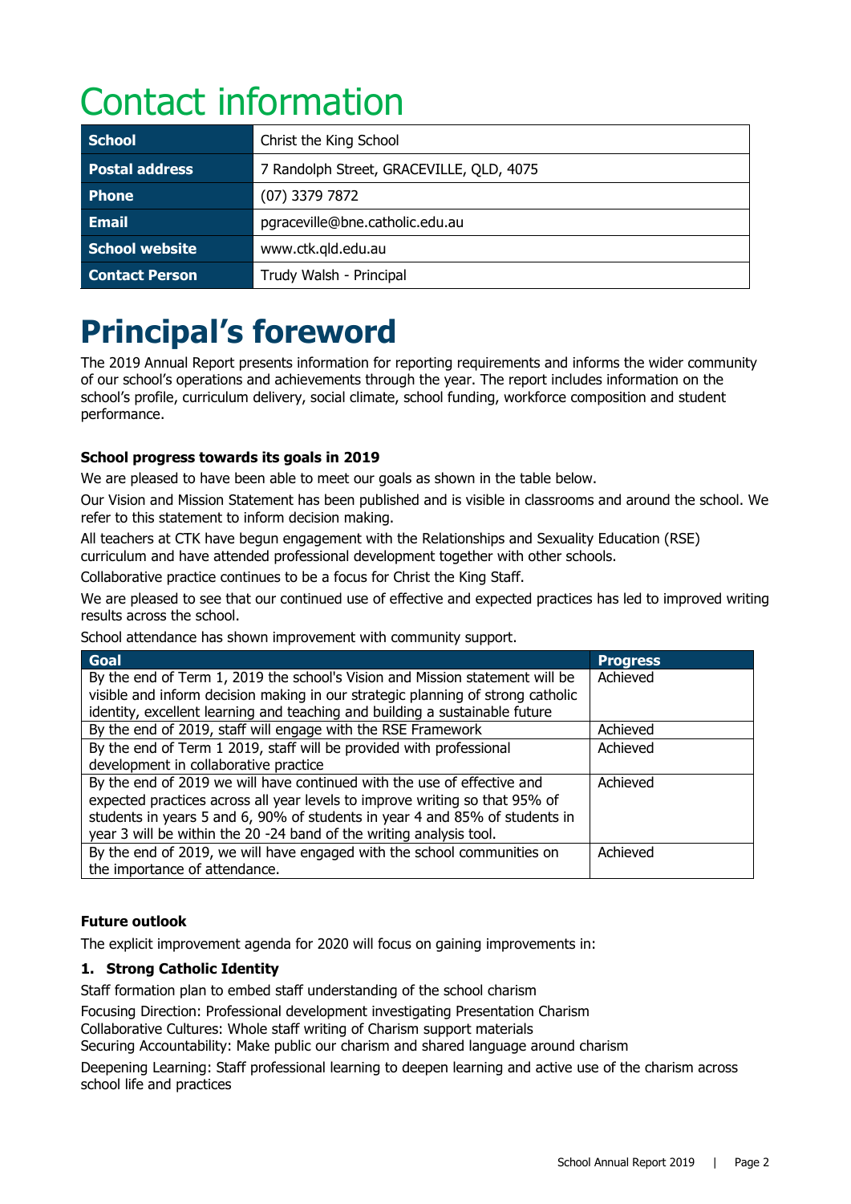# Contact information

| | |
|---|---|
| **School** | Christ the King School |
| **Postal address** | 7 Randolph Street, GRACEVILLE, QLD, 4075 |
| **Phone** | (07) 3379 7872 |
| **Email** | pgraceville@bne.catholic.edu.au |
| **School website** | www.ctk.qld.edu.au |
| **Contact Person** | Trudy Walsh - Principal |

# Principal's foreword

The 2019 Annual Report presents information for reporting requirements and informs the wider community of our school's operations and achievements through the year. The report includes information on the school's profile, curriculum delivery, social climate, school funding, workforce composition and student performance.

### School progress towards its goals in 2019

We are pleased to have been able to meet our goals as shown in the table below.

Our Vision and Mission Statement has been published and is visible in classrooms and around the school. We refer to this statement to inform decision making.

All teachers at CTK have begun engagement with the Relationships and Sexuality Education (RSE) curriculum and have attended professional development together with other schools.

Collaborative practice continues to be a focus for Christ the King Staff.

We are pleased to see that our continued use of effective and expected practices has led to improved writing results across the school.

School attendance has shown improvement with community support.

| Goal | Progress |
|---|---|
| By the end of Term 1, 2019 the school's Vision and Mission statement will be visible and inform decision making in our strategic planning of strong catholic identity, excellent learning and teaching and building a sustainable future | Achieved |
| By the end of 2019, staff will engage with the RSE Framework | Achieved |
| By the end of Term 1 2019, staff will be provided with professional development in collaborative practice | Achieved |
| By the end of 2019 we will have continued with the use of effective and expected practices across all year levels to improve writing so that 95% of students in years 5 and 6, 90% of students in year 4 and 85% of students in year 3 will be within the 20 -24 band of the writing analysis tool. | Achieved |
| By the end of 2019, we will have engaged with the school communities on the importance of attendance. | Achieved |

### Future outlook

The explicit improvement agenda for 2020 will focus on gaining improvements in:

**1. Strong Catholic Identity**

Staff formation plan to embed staff understanding of the school charism

Focusing Direction: Professional development investigating Presentation Charism
Collaborative Cultures: Whole staff writing of Charism support materials
Securing Accountability: Make public our charism and shared language around charism

Deepening Learning: Staff professional learning to deepen learning and active use of the charism across school life and practices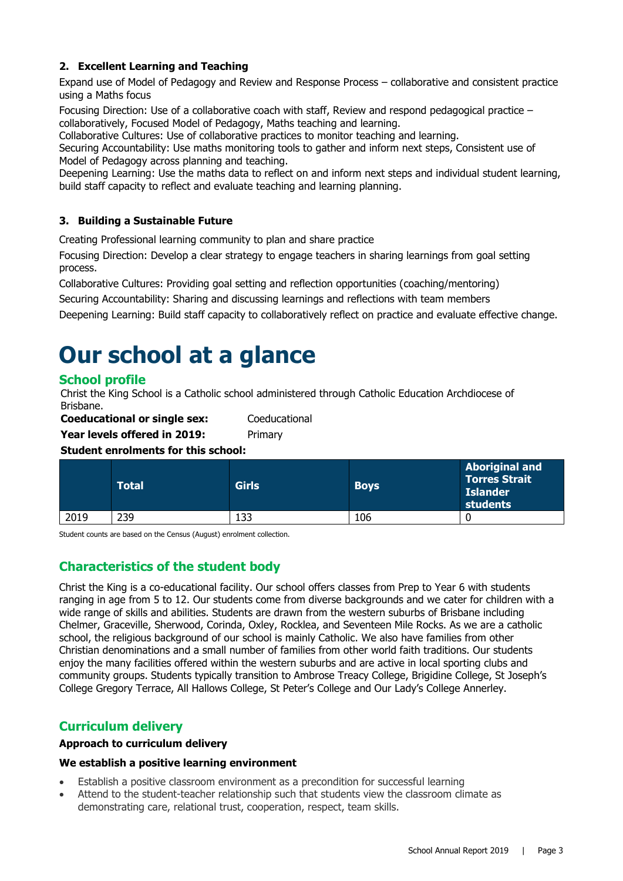### 2. Excellent Learning and Teaching

Expand use of Model of Pedagogy and Review and Response Process – collaborative and consistent practice using a Maths focus

Focusing Direction: Use of a collaborative coach with staff, Review and respond pedagogical practice – collaboratively, Focused Model of Pedagogy, Maths teaching and learning.
Collaborative Cultures: Use of collaborative practices to monitor teaching and learning.
Securing Accountability: Use maths monitoring tools to gather and inform next steps, Consistent use of Model of Pedagogy across planning and teaching.
Deepening Learning: Use the maths data to reflect on and inform next steps and individual student learning, build staff capacity to reflect and evaluate teaching and learning planning.

### 3. Building a Sustainable Future

Creating Professional learning community to plan and share practice

Focusing Direction: Develop a clear strategy to engage teachers in sharing learnings from goal setting process.

Collaborative Cultures: Providing goal setting and reflection opportunities (coaching/mentoring)

Securing Accountability: Sharing and discussing learnings and reflections with team members

Deepening Learning: Build staff capacity to collaboratively reflect on practice and evaluate effective change.

# Our school at a glance

## School profile

Christ the King School is a Catholic school administered through Catholic Education Archdiocese of Brisbane.

**Coeducational or single sex:** Coeducational

**Year levels offered in 2019:** Primary

**Student enrolments for this school:**

| | Total | Girls | Boys | Aboriginal and Torres Strait Islander students |
|---|---|---|---|---|
| 2019 | 239 | 133 | 106 | 0 |

Student counts are based on the Census (August) enrolment collection.

## Characteristics of the student body

Christ the King is a co-educational facility. Our school offers classes from Prep to Year 6 with students ranging in age from 5 to 12. Our students come from diverse backgrounds and we cater for children with a wide range of skills and abilities. Students are drawn from the western suburbs of Brisbane including Chelmer, Graceville, Sherwood, Corinda, Oxley, Rocklea, and Seventeen Mile Rocks. As we are a catholic school, the religious background of our school is mainly Catholic. We also have families from other Christian denominations and a small number of families from other world faith traditions. Our students enjoy the many facilities offered within the western suburbs and are active in local sporting clubs and community groups. Students typically transition to Ambrose Treacy College, Brigidine College, St Joseph's College Gregory Terrace, All Hallows College, St Peter's College and Our Lady's College Annerley.

## Curriculum delivery

**Approach to curriculum delivery**

**We establish a positive learning environment**

- Establish a positive classroom environment as a precondition for successful learning
- Attend to the student-teacher relationship such that students view the classroom climate as demonstrating care, relational trust, cooperation, respect, team skills.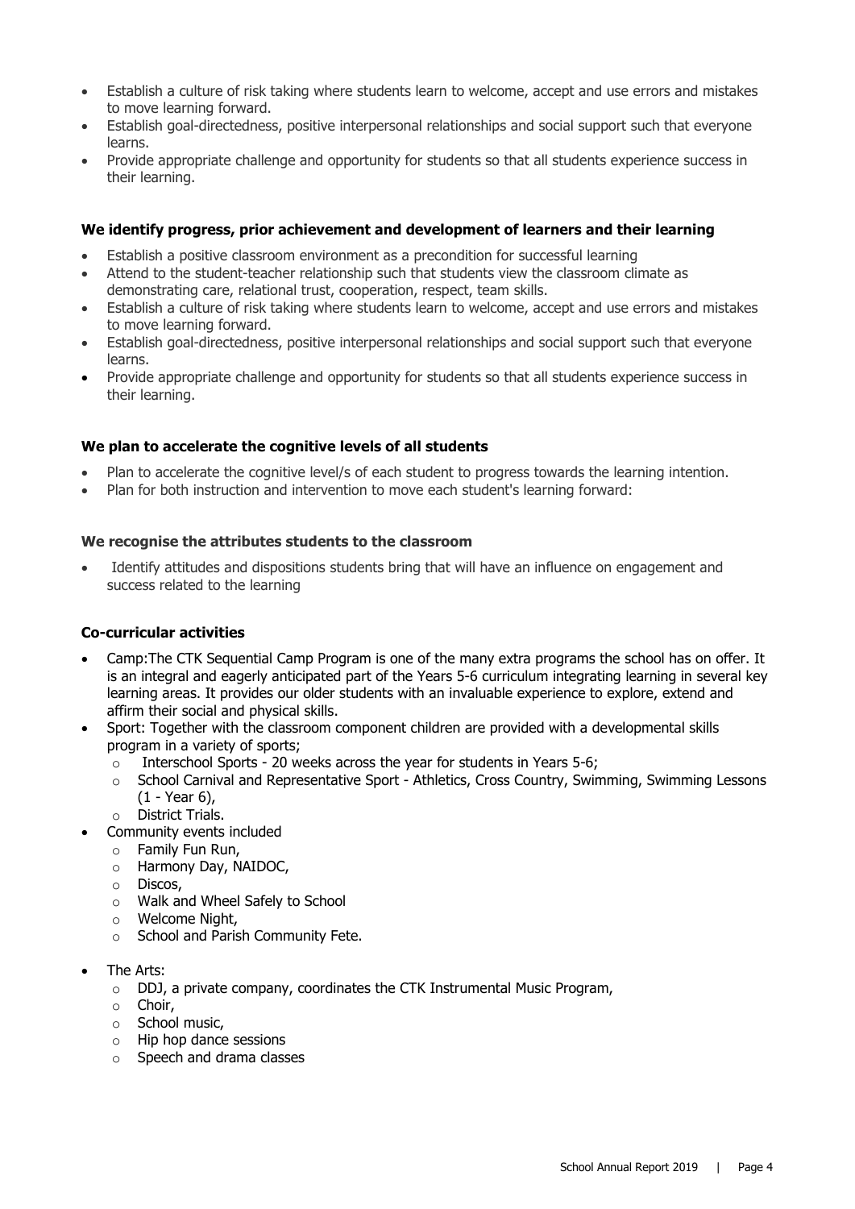- Establish a culture of risk taking where students learn to welcome, accept and use errors and mistakes to move learning forward.
- Establish goal-directedness, positive interpersonal relationships and social support such that everyone learns.
- Provide appropriate challenge and opportunity for students so that all students experience success in their learning.

**We identify progress, prior achievement and development of learners and their learning**

- Establish a positive classroom environment as a precondition for successful learning
- Attend to the student-teacher relationship such that students view the classroom climate as demonstrating care, relational trust, cooperation, respect, team skills.
- Establish a culture of risk taking where students learn to welcome, accept and use errors and mistakes to move learning forward.
- Establish goal-directedness, positive interpersonal relationships and social support such that everyone learns.
- Provide appropriate challenge and opportunity for students so that all students experience success in their learning.

**We plan to accelerate the cognitive levels of all students**

- Plan to accelerate the cognitive level/s of each student to progress towards the learning intention.
- Plan for both instruction and intervention to move each student's learning forward:

**We recognise the attributes students to the classroom**

- Identify attitudes and dispositions students bring that will have an influence on engagement and success related to the learning

**Co-curricular activities**

- Camp:The CTK Sequential Camp Program is one of the many extra programs the school has on offer. It is an integral and eagerly anticipated part of the Years 5-6 curriculum integrating learning in several key learning areas. It provides our older students with an invaluable experience to explore, extend and affirm their social and physical skills.
- Sport: Together with the classroom component children are provided with a developmental skills program in a variety of sports;
  - Interschool Sports - 20 weeks across the year for students in Years 5-6;
  - School Carnival and Representative Sport - Athletics, Cross Country, Swimming, Swimming Lessons (1 - Year 6),
  - District Trials.
- Community events included
  - Family Fun Run,
  - Harmony Day, NAIDOC,
  - Discos,
  - Walk and Wheel Safely to School
  - Welcome Night,
  - School and Parish Community Fete.
- The Arts:
  - DDJ, a private company, coordinates the CTK Instrumental Music Program,
  - Choir,
  - School music,
  - Hip hop dance sessions
  - Speech and drama classes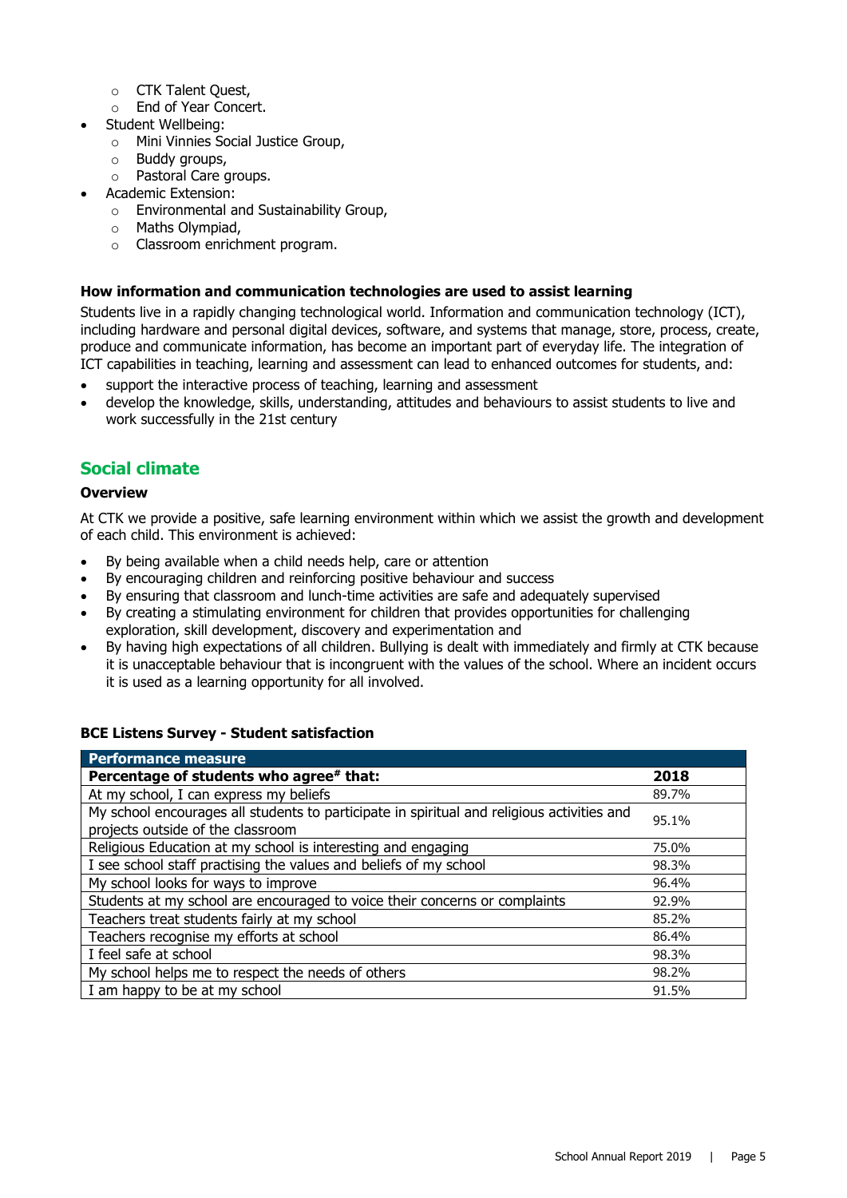- CTK Talent Quest,
  - End of Year Concert.
- Student Wellbeing:
  - Mini Vinnies Social Justice Group,
  - Buddy groups,
  - Pastoral Care groups.
- Academic Extension:
  - Environmental and Sustainability Group,
  - Maths Olympiad,
  - Classroom enrichment program.

**How information and communication technologies are used to assist learning**

Students live in a rapidly changing technological world. Information and communication technology (ICT), including hardware and personal digital devices, software, and systems that manage, store, process, create, produce and communicate information, has become an important part of everyday life. The integration of ICT capabilities in teaching, learning and assessment can lead to enhanced outcomes for students, and:

- support the interactive process of teaching, learning and assessment
- develop the knowledge, skills, understanding, attitudes and behaviours to assist students to live and work successfully in the 21st century

## Social climate

**Overview**

At CTK we provide a positive, safe learning environment within which we assist the growth and development of each child. This environment is achieved:

- By being available when a child needs help, care or attention
- By encouraging children and reinforcing positive behaviour and success
- By ensuring that classroom and lunch-time activities are safe and adequately supervised
- By creating a stimulating environment for children that provides opportunities for challenging exploration, skill development, discovery and experimentation and
- By having high expectations of all children. Bullying is dealt with immediately and firmly at CTK because it is unacceptable behaviour that is incongruent with the values of the school. Where an incident occurs it is used as a learning opportunity for all involved.

**BCE Listens Survey - Student satisfaction**

| Performance measure | |
|---|---|
| **Percentage of students who agree# that:** | **2018** |
| At my school, I can express my beliefs | 89.7% |
| My school encourages all students to participate in spiritual and religious activities and projects outside of the classroom | 95.1% |
| Religious Education at my school is interesting and engaging | 75.0% |
| I see school staff practising the values and beliefs of my school | 98.3% |
| My school looks for ways to improve | 96.4% |
| Students at my school are encouraged to voice their concerns or complaints | 92.9% |
| Teachers treat students fairly at my school | 85.2% |
| Teachers recognise my efforts at school | 86.4% |
| I feel safe at school | 98.3% |
| My school helps me to respect the needs of others | 98.2% |
| I am happy to be at my school | 91.5% |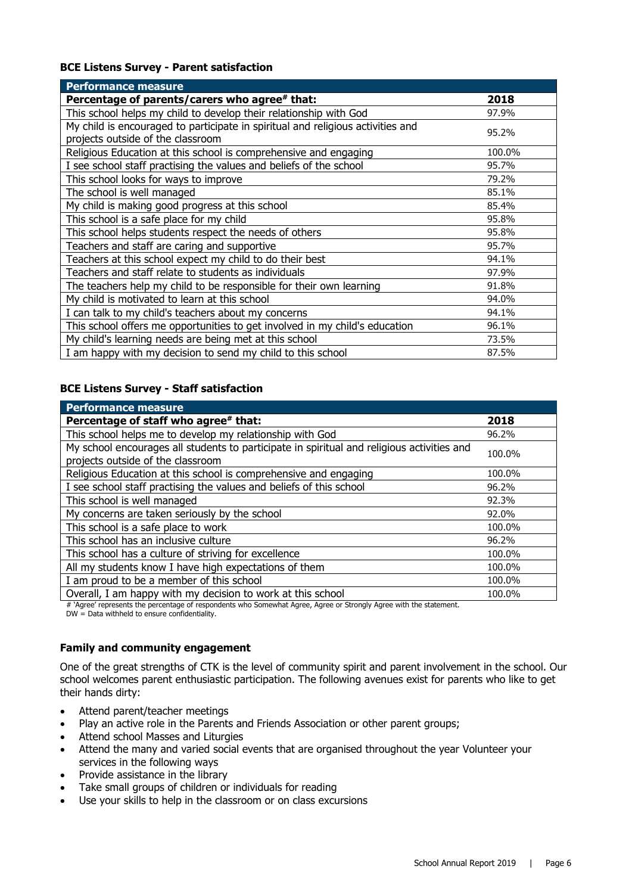### BCE Listens Survey - Parent satisfaction

| Performance measure | |
|---|---|
| **Percentage of parents/carers who agree# that:** | **2018** |
| This school helps my child to develop their relationship with God | 97.9% |
| My child is encouraged to participate in spiritual and religious activities and projects outside of the classroom | 95.2% |
| Religious Education at this school is comprehensive and engaging | 100.0% |
| I see school staff practising the values and beliefs of the school | 95.7% |
| This school looks for ways to improve | 79.2% |
| The school is well managed | 85.1% |
| My child is making good progress at this school | 85.4% |
| This school is a safe place for my child | 95.8% |
| This school helps students respect the needs of others | 95.8% |
| Teachers and staff are caring and supportive | 95.7% |
| Teachers at this school expect my child to do their best | 94.1% |
| Teachers and staff relate to students as individuals | 97.9% |
| The teachers help my child to be responsible for their own learning | 91.8% |
| My child is motivated to learn at this school | 94.0% |
| I can talk to my child's teachers about my concerns | 94.1% |
| This school offers me opportunities to get involved in my child's education | 96.1% |
| My child's learning needs are being met at this school | 73.5% |
| I am happy with my decision to send my child to this school | 87.5% |

### BCE Listens Survey - Staff satisfaction

| Performance measure | |
|---|---|
| **Percentage of staff who agree# that:** | **2018** |
| This school helps me to develop my relationship with God | 96.2% |
| My school encourages all students to participate in spiritual and religious activities and projects outside of the classroom | 100.0% |
| Religious Education at this school is comprehensive and engaging | 100.0% |
| I see school staff practising the values and beliefs of this school | 96.2% |
| This school is well managed | 92.3% |
| My concerns are taken seriously by the school | 92.0% |
| This school is a safe place to work | 100.0% |
| This school has an inclusive culture | 96.2% |
| This school has a culture of striving for excellence | 100.0% |
| All my students know I have high expectations of them | 100.0% |
| I am proud to be a member of this school | 100.0% |
| Overall, I am happy with my decision to work at this school | 100.0% |

# 'Agree' represents the percentage of respondents who Somewhat Agree, Agree or Strongly Agree with the statement.
DW = Data withheld to ensure confidentiality.

### Family and community engagement

One of the great strengths of CTK is the level of community spirit and parent involvement in the school. Our school welcomes parent enthusiastic participation. The following avenues exist for parents who like to get their hands dirty:

- Attend parent/teacher meetings
- Play an active role in the Parents and Friends Association or other parent groups;
- Attend school Masses and Liturgies
- Attend the many and varied social events that are organised throughout the year Volunteer your services in the following ways
- Provide assistance in the library
- Take small groups of children or individuals for reading
- Use your skills to help in the classroom or on class excursions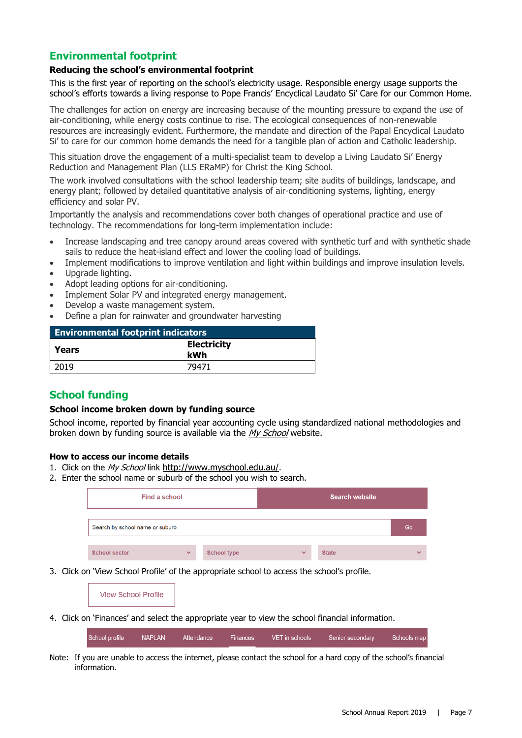## Environmental footprint

### Reducing the school's environmental footprint

This is the first year of reporting on the school's electricity usage. Responsible energy usage supports the school's efforts towards a living response to Pope Francis' Encyclical Laudato Si' Care for our Common Home.

The challenges for action on energy are increasing because of the mounting pressure to expand the use of air-conditioning, while energy costs continue to rise. The ecological consequences of non-renewable resources are increasingly evident. Furthermore, the mandate and direction of the Papal Encyclical Laudato Si' to care for our common home demands the need for a tangible plan of action and Catholic leadership.

This situation drove the engagement of a multi-specialist team to develop a Living Laudato Si' Energy Reduction and Management Plan (LLS ERaMP) for Christ the King School.

The work involved consultations with the school leadership team; site audits of buildings, landscape, and energy plant; followed by detailed quantitative analysis of air-conditioning systems, lighting, energy efficiency and solar PV.

Importantly the analysis and recommendations cover both changes of operational practice and use of technology. The recommendations for long-term implementation include:

- Increase landscaping and tree canopy around areas covered with synthetic turf and with synthetic shade sails to reduce the heat-island effect and lower the cooling load of buildings.
- Implement modifications to improve ventilation and light within buildings and improve insulation levels.
- Upgrade lighting.
- Adopt leading options for air-conditioning.
- Implement Solar PV and integrated energy management.
- Develop a waste management system.
- Define a plan for rainwater and groundwater harvesting

| Environmental footprint indicators | |
|---|---|
| **Years** | **Electricity kWh** |
| 2019 | 79471 |

## School funding

### School income broken down by funding source

School income, reported by financial year accounting cycle using standardized national methodologies and broken down by funding source is available via the *My School* website.

### How to access our income details

1. Click on the *My School* link http://www.myschool.edu.au/.
2. Enter the school name or suburb of the school you wish to search.

   | Find a school | Search website |
   |---|---|
   | Search by school name or suburb | Go |
   | School sector / School type / State | |

3. Click on 'View School Profile' of the appropriate school to access the school's profile.

   View School Profile

4. Click on 'Finances' and select the appropriate year to view the school financial information.

   School profile | NAPLAN | Attendance | Finances | VET in schools | Senior secondary | Schools map

Note: If you are unable to access the internet, please contact the school for a hard copy of the school's financial information.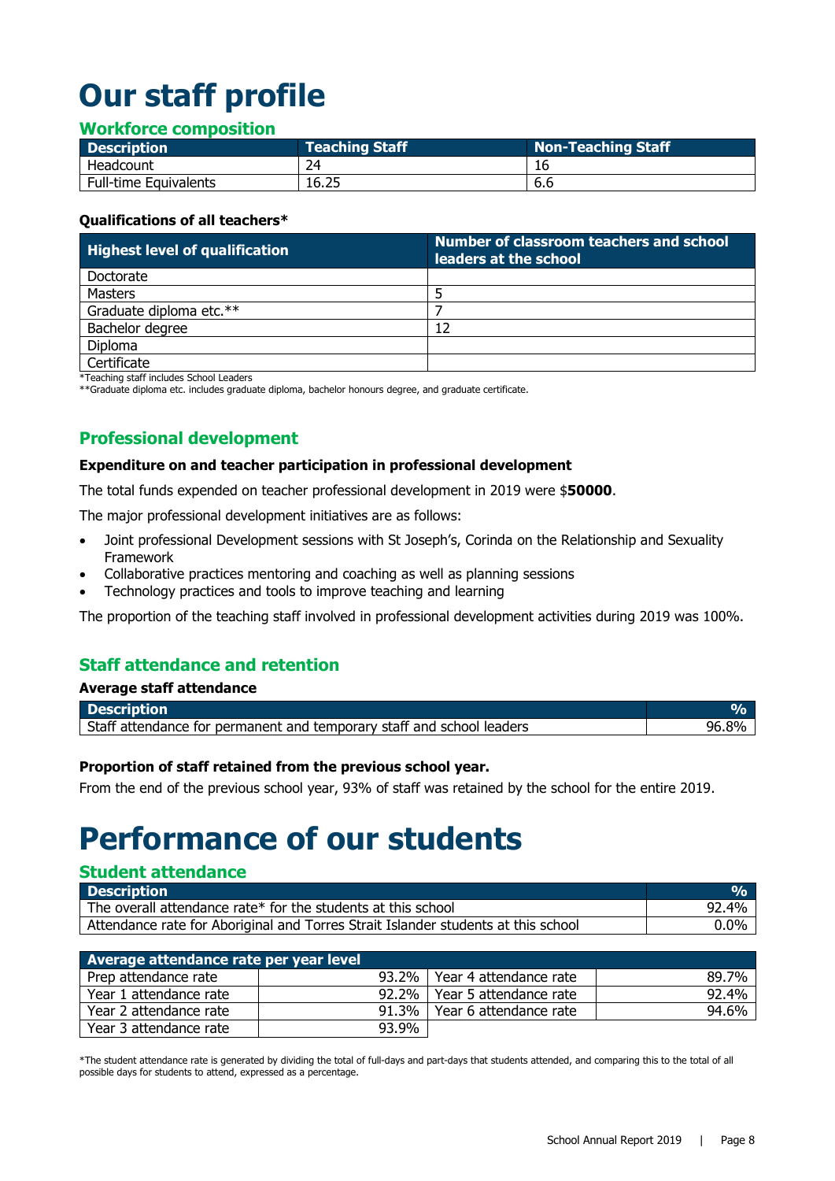# Our staff profile

## Workforce composition

| Description | Teaching Staff | Non-Teaching Staff |
|---|---|---|
| Headcount | 24 | 16 |
| Full-time Equivalents | 16.25 | 6.6 |

**Qualifications of all teachers***

| Highest level of qualification | Number of classroom teachers and school leaders at the school |
|---|---|
| Doctorate | |
| Masters | 5 |
| Graduate diploma etc.** | 7 |
| Bachelor degree | 12 |
| Diploma | |
| Certificate | |

*Teaching staff includes School Leaders
**Graduate diploma etc. includes graduate diploma, bachelor honours degree, and graduate certificate.

## Professional development

**Expenditure on and teacher participation in professional development**

The total funds expended on teacher professional development in 2019 were $**50000**.

The major professional development initiatives are as follows:

- Joint professional Development sessions with St Joseph's, Corinda on the Relationship and Sexuality Framework
- Collaborative practices mentoring and coaching as well as planning sessions
- Technology practices and tools to improve teaching and learning

The proportion of the teaching staff involved in professional development activities during 2019 was 100%.

## Staff attendance and retention

**Average staff attendance**

| Description | % |
|---|---|
| Staff attendance for permanent and temporary staff and school leaders | 96.8% |

**Proportion of staff retained from the previous school year.**

From the end of the previous school year, 93% of staff was retained by the school for the entire 2019.

# Performance of our students

## Student attendance

| Description | % |
|---|---|
| The overall attendance rate* for the students at this school | 92.4% |
| Attendance rate for Aboriginal and Torres Strait Islander students at this school | 0.0% |

| Average attendance rate per year level | | | |
|---|---|---|---|
| Prep attendance rate | 93.2% | Year 4 attendance rate | 89.7% |
| Year 1 attendance rate | 92.2% | Year 5 attendance rate | 92.4% |
| Year 2 attendance rate | 91.3% | Year 6 attendance rate | 94.6% |
| Year 3 attendance rate | 93.9% | | |

*The student attendance rate is generated by dividing the total of full-days and part-days that students attended, and comparing this to the total of all possible days for students to attend, expressed as a percentage.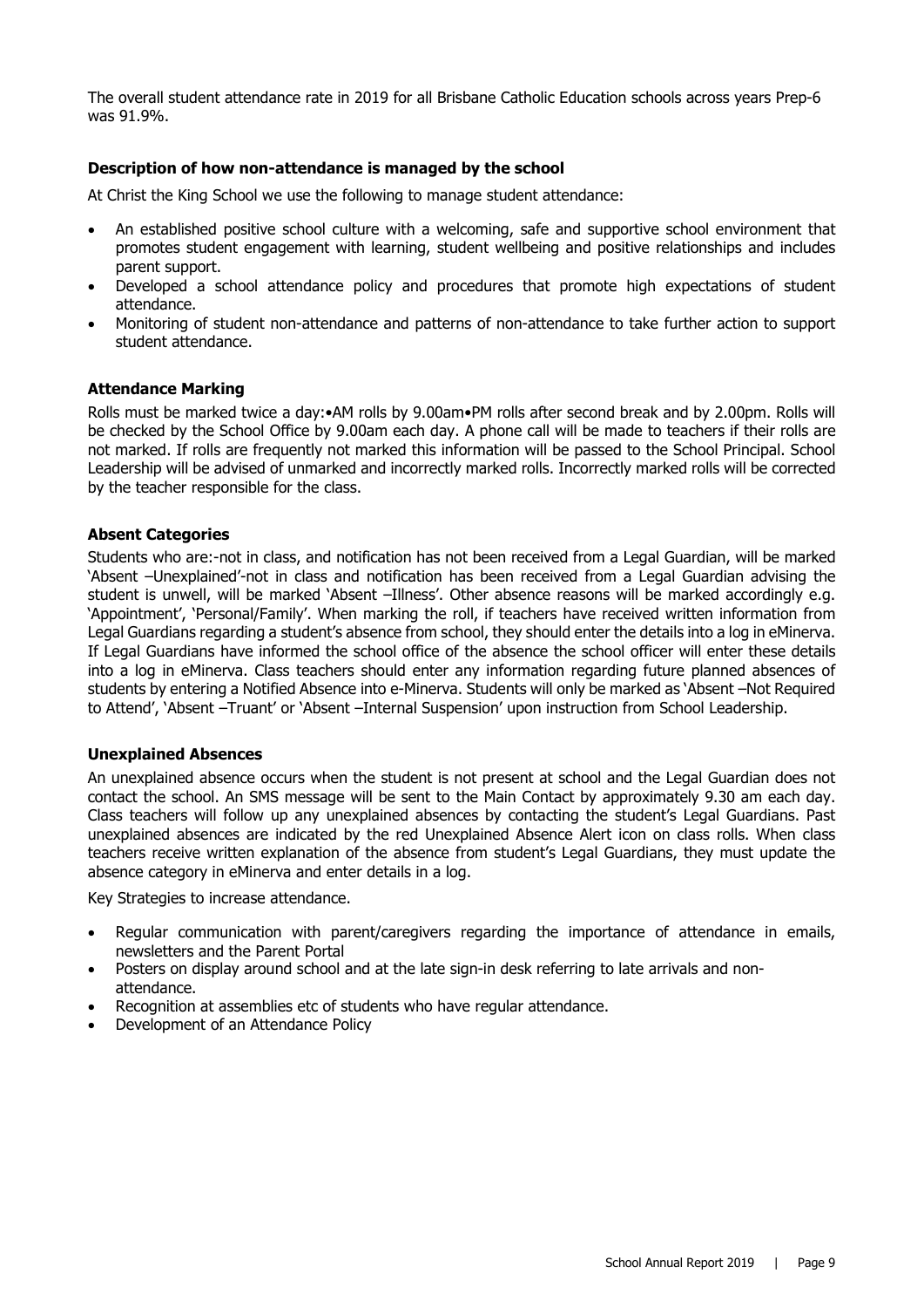The overall student attendance rate in 2019 for all Brisbane Catholic Education schools across years Prep-6 was 91.9%.

### Description of how non-attendance is managed by the school

At Christ the King School we use the following to manage student attendance:

- An established positive school culture with a welcoming, safe and supportive school environment that promotes student engagement with learning, student wellbeing and positive relationships and includes parent support.
- Developed a school attendance policy and procedures that promote high expectations of student attendance.
- Monitoring of student non-attendance and patterns of non-attendance to take further action to support student attendance.

### Attendance Marking

Rolls must be marked twice a day:•AM rolls by 9.00am•PM rolls after second break and by 2.00pm. Rolls will be checked by the School Office by 9.00am each day. A phone call will be made to teachers if their rolls are not marked. If rolls are frequently not marked this information will be passed to the School Principal. School Leadership will be advised of unmarked and incorrectly marked rolls. Incorrectly marked rolls will be corrected by the teacher responsible for the class.

### Absent Categories

Students who are:-not in class, and notification has not been received from a Legal Guardian, will be marked 'Absent –Unexplained'-not in class and notification has been received from a Legal Guardian advising the student is unwell, will be marked 'Absent –Illness'. Other absence reasons will be marked accordingly e.g. 'Appointment', 'Personal/Family'. When marking the roll, if teachers have received written information from Legal Guardians regarding a student's absence from school, they should enter the details into a log in eMinerva. If Legal Guardians have informed the school office of the absence the school officer will enter these details into a log in eMinerva. Class teachers should enter any information regarding future planned absences of students by entering a Notified Absence into e-Minerva. Students will only be marked as 'Absent –Not Required to Attend', 'Absent –Truant' or 'Absent –Internal Suspension' upon instruction from School Leadership.

### Unexplained Absences

An unexplained absence occurs when the student is not present at school and the Legal Guardian does not contact the school. An SMS message will be sent to the Main Contact by approximately 9.30 am each day. Class teachers will follow up any unexplained absences by contacting the student's Legal Guardians. Past unexplained absences are indicated by the red Unexplained Absence Alert icon on class rolls. When class teachers receive written explanation of the absence from student's Legal Guardians, they must update the absence category in eMinerva and enter details in a log.

Key Strategies to increase attendance.

- Regular communication with parent/caregivers regarding the importance of attendance in emails, newsletters and the Parent Portal
- Posters on display around school and at the late sign-in desk referring to late arrivals and non-attendance.
- Recognition at assemblies etc of students who have regular attendance.
- Development of an Attendance Policy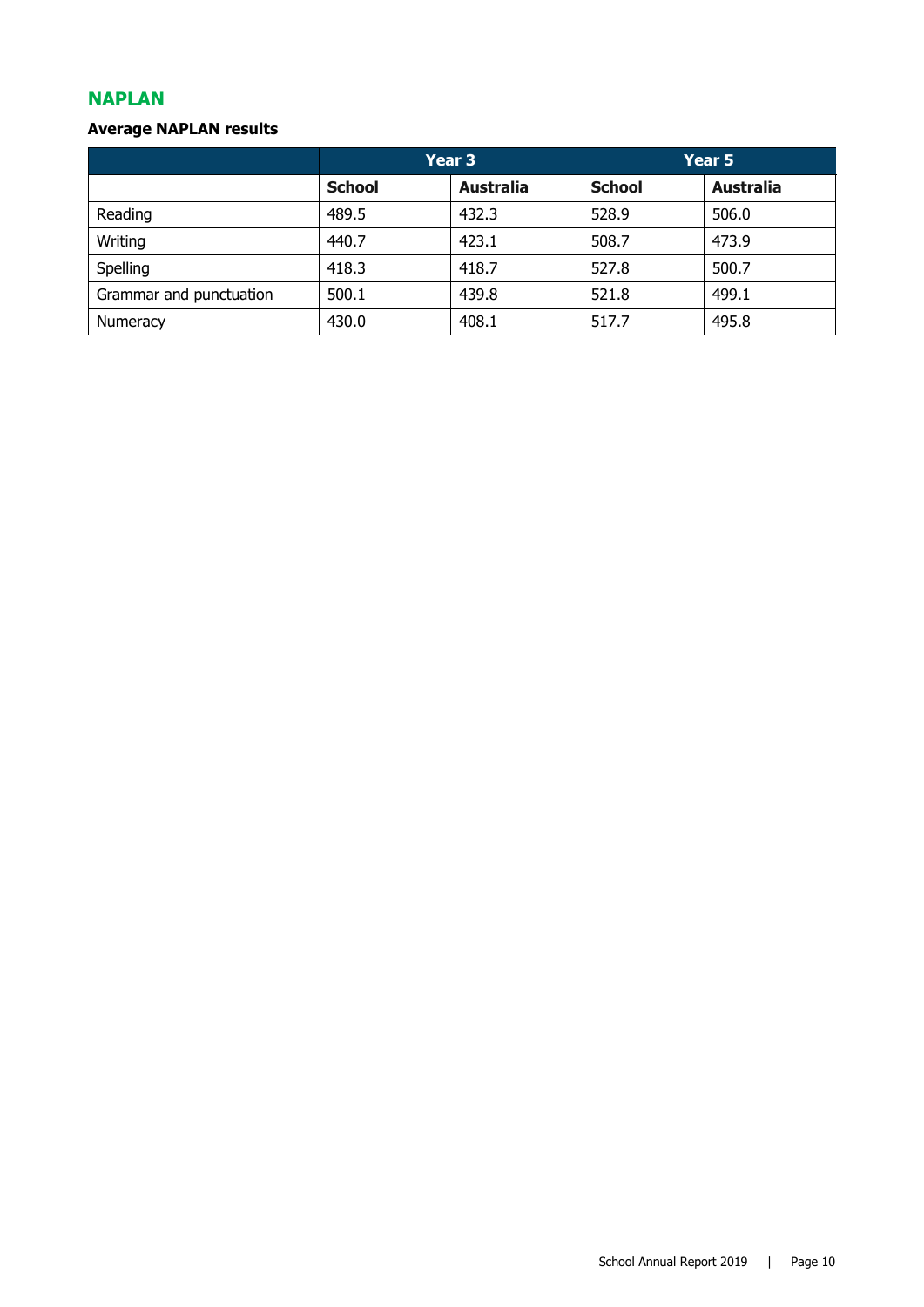## NAPLAN

### Average NAPLAN results

| | Year 3 | | Year 5 | |
|---|---|---|---|---|
| | **School** | **Australia** | **School** | **Australia** |
| Reading | 489.5 | 432.3 | 528.9 | 506.0 |
| Writing | 440.7 | 423.1 | 508.7 | 473.9 |
| Spelling | 418.3 | 418.7 | 527.8 | 500.7 |
| Grammar and punctuation | 500.1 | 439.8 | 521.8 | 499.1 |
| Numeracy | 430.0 | 408.1 | 517.7 | 495.8 |